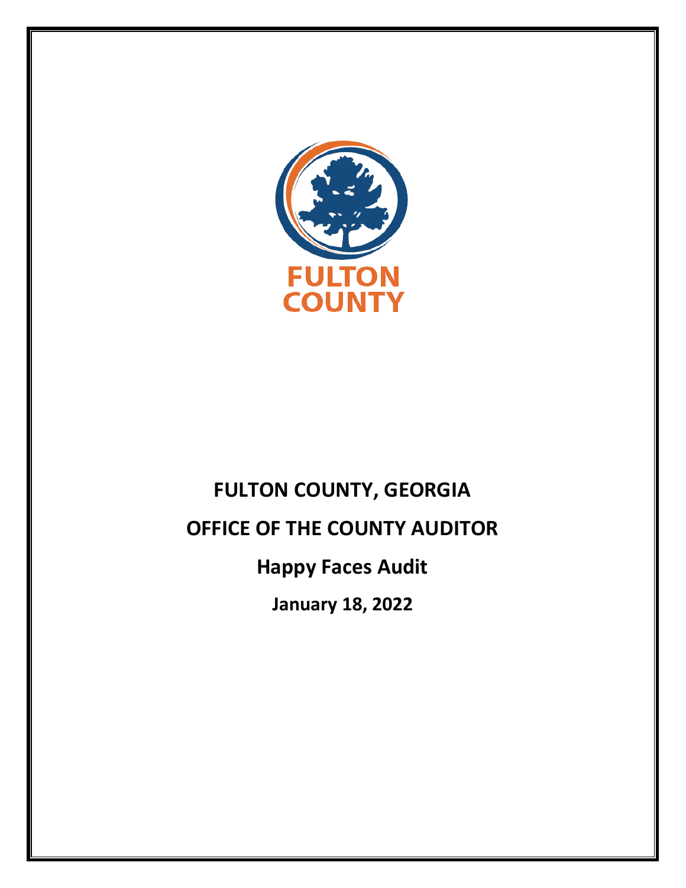FULTON COUNTY

# FULTON COUNTY, GEORGIA

# OFFICE OF THE COUNTY AUDITOR

## Happy Faces Audit

**January 18, 2022**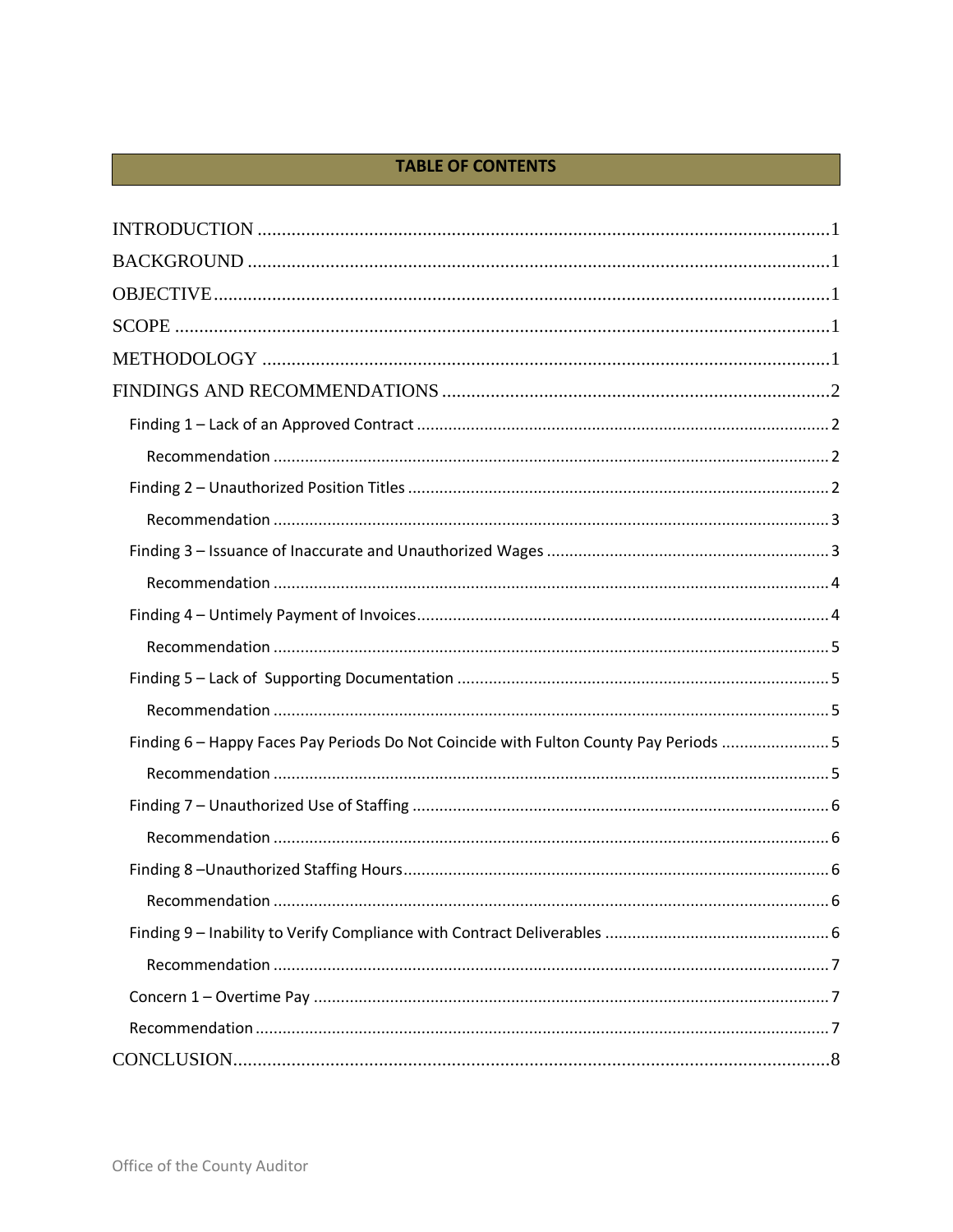# TABLE OF CONTENTS

INTRODUCTION ........................................................................................................... 1

BACKGROUND ........................................................................................................... 1

OBJECTIVE ................................................................................................................ 1

SCOPE ....................................................................................................................... 1

METHODOLOGY ........................................................................................................ 1

FINDINGS AND RECOMMENDATIONS .......................................................................... 2

- Finding 1 – Lack of an Approved Contract ..................................................................... 2
  - Recommendation ..................................................................................................... 2
- Finding 2 – Unauthorized Position Titles ........................................................................ 2
  - Recommendation ..................................................................................................... 3
- Finding 3 – Issuance of Inaccurate and Unauthorized Wages .......................................... 3
  - Recommendation ..................................................................................................... 4
- Finding 4 – Untimely Payment of Invoices ...................................................................... 4
  - Recommendation ..................................................................................................... 5
- Finding 5 – Lack of Supporting Documentation ............................................................. 5
  - Recommendation ..................................................................................................... 5
- Finding 6 – Happy Faces Pay Periods Do Not Coincide with Fulton County Pay Periods ........ 5
  - Recommendation ..................................................................................................... 5
- Finding 7 – Unauthorized Use of Staffing ....................................................................... 6
  - Recommendation ..................................................................................................... 6
- Finding 8 –Unauthorized Staffing Hours ......................................................................... 6
  - Recommendation ..................................................................................................... 6
- Finding 9 – Inability to Verify Compliance with Contract Deliverables .............................. 6
  - Recommendation ..................................................................................................... 7
- Concern 1 – Overtime Pay ............................................................................................. 7
- Recommendation ......................................................................................................... 7

CONCLUSION ............................................................................................................. 8

Office of the County Auditor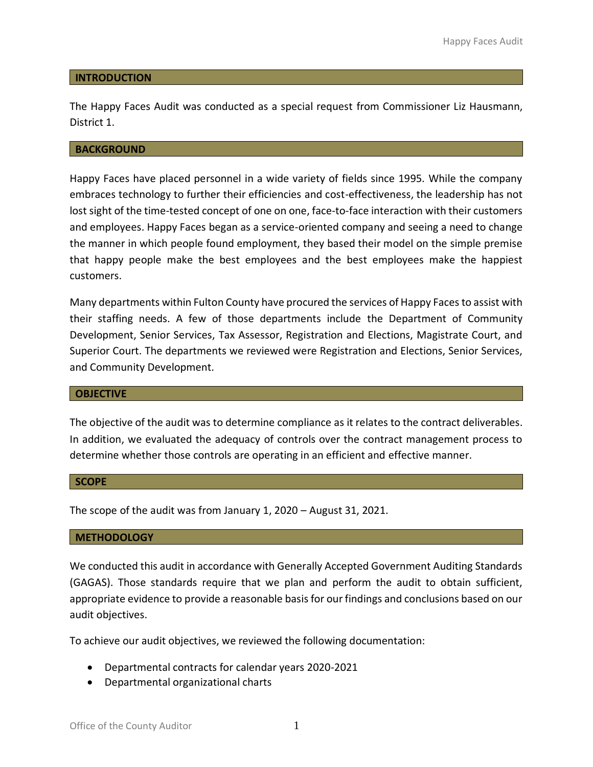## INTRODUCTION

The Happy Faces Audit was conducted as a special request from Commissioner Liz Hausmann, District 1.

## BACKGROUND

Happy Faces have placed personnel in a wide variety of fields since 1995. While the company embraces technology to further their efficiencies and cost-effectiveness, the leadership has not lost sight of the time-tested concept of one on one, face-to-face interaction with their customers and employees. Happy Faces began as a service-oriented company and seeing a need to change the manner in which people found employment, they based their model on the simple premise that happy people make the best employees and the best employees make the happiest customers.

Many departments within Fulton County have procured the services of Happy Faces to assist with their staffing needs. A few of those departments include the Department of Community Development, Senior Services, Tax Assessor, Registration and Elections, Magistrate Court, and Superior Court. The departments we reviewed were Registration and Elections, Senior Services, and Community Development.

## OBJECTIVE

The objective of the audit was to determine compliance as it relates to the contract deliverables. In addition, we evaluated the adequacy of controls over the contract management process to determine whether those controls are operating in an efficient and effective manner.

## SCOPE

The scope of the audit was from January 1, 2020 – August 31, 2021.

## METHODOLOGY

We conducted this audit in accordance with Generally Accepted Government Auditing Standards (GAGAS). Those standards require that we plan and perform the audit to obtain sufficient, appropriate evidence to provide a reasonable basis for our findings and conclusions based on our audit objectives.

To achieve our audit objectives, we reviewed the following documentation:

- Departmental contracts for calendar years 2020-2021
- Departmental organizational charts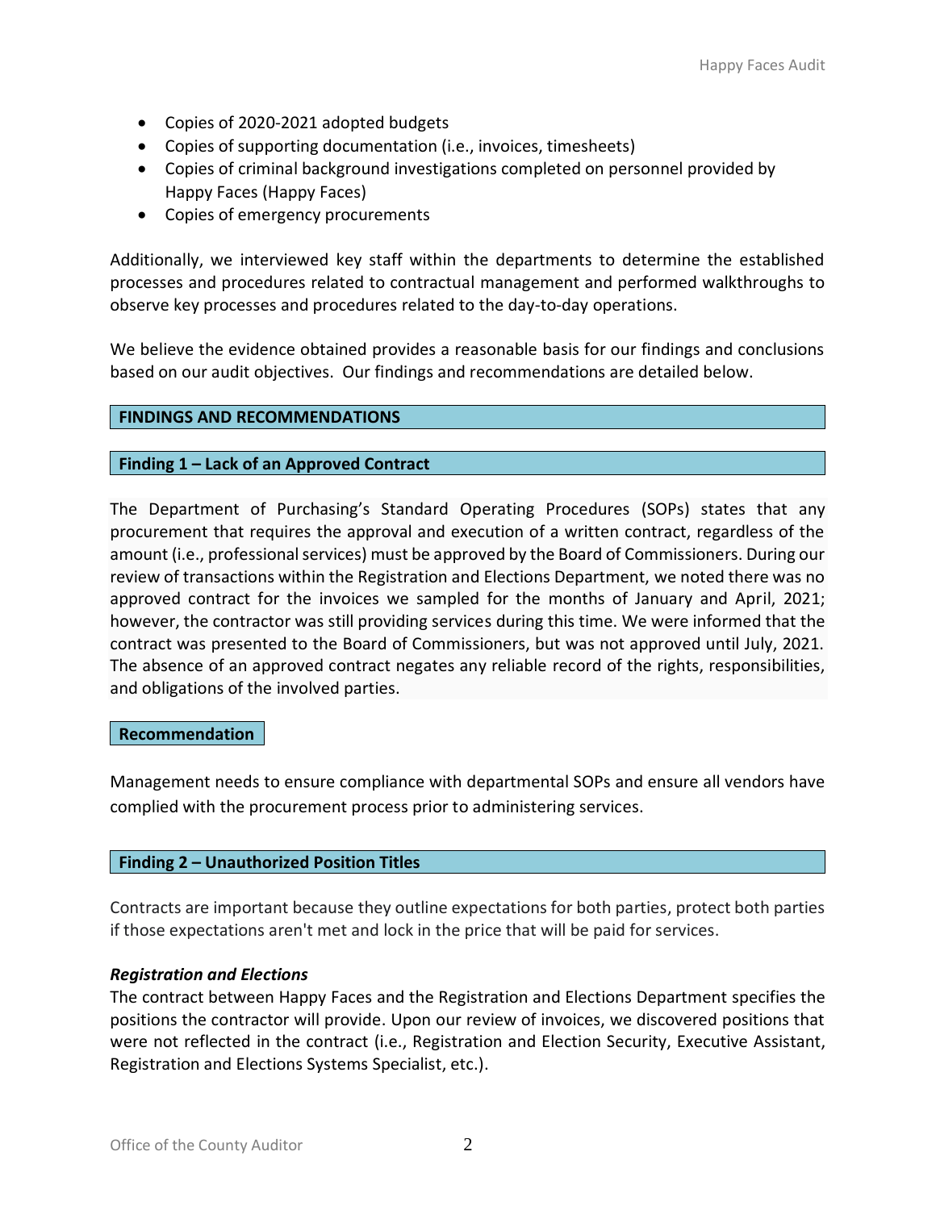- Copies of 2020-2021 adopted budgets
- Copies of supporting documentation (i.e., invoices, timesheets)
- Copies of criminal background investigations completed on personnel provided by Happy Faces (Happy Faces)
- Copies of emergency procurements

Additionally, we interviewed key staff within the departments to determine the established processes and procedures related to contractual management and performed walkthroughs to observe key processes and procedures related to the day-to-day operations.

We believe the evidence obtained provides a reasonable basis for our findings and conclusions based on our audit objectives. Our findings and recommendations are detailed below.

## FINDINGS AND RECOMMENDATIONS

### Finding 1 – Lack of an Approved Contract

The Department of Purchasing's Standard Operating Procedures (SOPs) states that any procurement that requires the approval and execution of a written contract, regardless of the amount (i.e., professional services) must be approved by the Board of Commissioners. During our review of transactions within the Registration and Elections Department, we noted there was no approved contract for the invoices we sampled for the months of January and April, 2021; however, the contractor was still providing services during this time. We were informed that the contract was presented to the Board of Commissioners, but was not approved until July, 2021. The absence of an approved contract negates any reliable record of the rights, responsibilities, and obligations of the involved parties.

#### Recommendation

Management needs to ensure compliance with departmental SOPs and ensure all vendors have complied with the procurement process prior to administering services.

### Finding 2 – Unauthorized Position Titles

Contracts are important because they outline expectations for both parties, protect both parties if those expectations aren't met and lock in the price that will be paid for services.

***Registration and Elections***

The contract between Happy Faces and the Registration and Elections Department specifies the positions the contractor will provide. Upon our review of invoices, we discovered positions that were not reflected in the contract (i.e., Registration and Election Security, Executive Assistant, Registration and Elections Systems Specialist, etc.).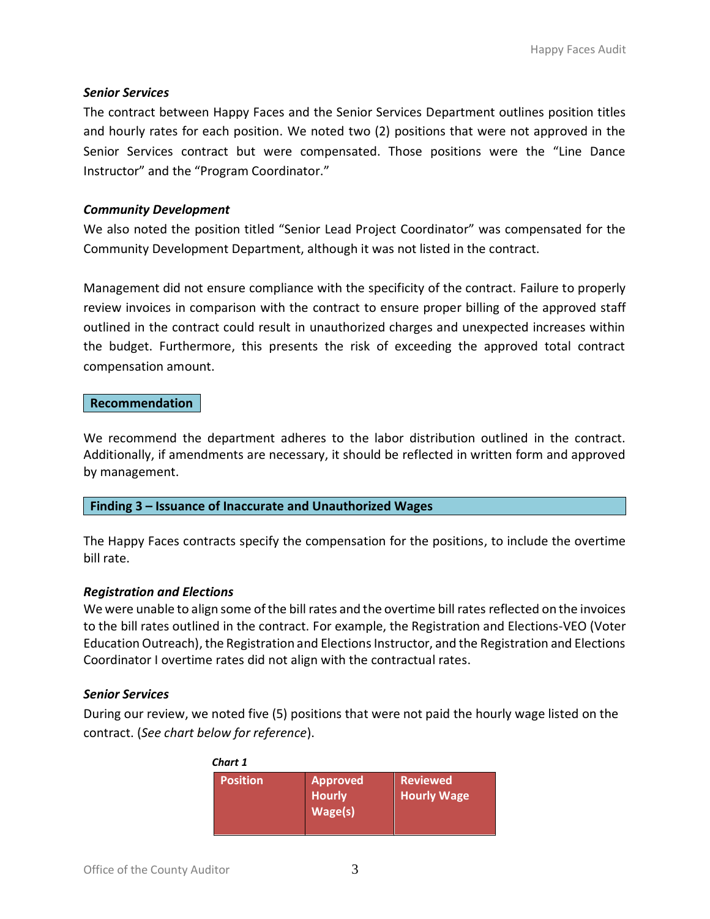***Senior Services***

The contract between Happy Faces and the Senior Services Department outlines position titles and hourly rates for each position. We noted two (2) positions that were not approved in the Senior Services contract but were compensated. Those positions were the "Line Dance Instructor" and the "Program Coordinator."

***Community Development***

We also noted the position titled "Senior Lead Project Coordinator" was compensated for the Community Development Department, although it was not listed in the contract.

Management did not ensure compliance with the specificity of the contract. Failure to properly review invoices in comparison with the contract to ensure proper billing of the approved staff outlined in the contract could result in unauthorized charges and unexpected increases within the budget. Furthermore, this presents the risk of exceeding the approved total contract compensation amount.

**Recommendation**

We recommend the department adheres to the labor distribution outlined in the contract. Additionally, if amendments are necessary, it should be reflected in written form and approved by management.

**Finding 3 – Issuance of Inaccurate and Unauthorized Wages**

The Happy Faces contracts specify the compensation for the positions, to include the overtime bill rate.

***Registration and Elections***

We were unable to align some of the bill rates and the overtime bill rates reflected on the invoices to the bill rates outlined in the contract. For example, the Registration and Elections-VEO (Voter Education Outreach), the Registration and Elections Instructor, and the Registration and Elections Coordinator I overtime rates did not align with the contractual rates.

***Senior Services***

During our review, we noted five (5) positions that were not paid the hourly wage listed on the contract. (*See chart below for reference*).

***Chart 1***

| Position | Approved Hourly Wage(s) | Reviewed Hourly Wage |
|---|---|---|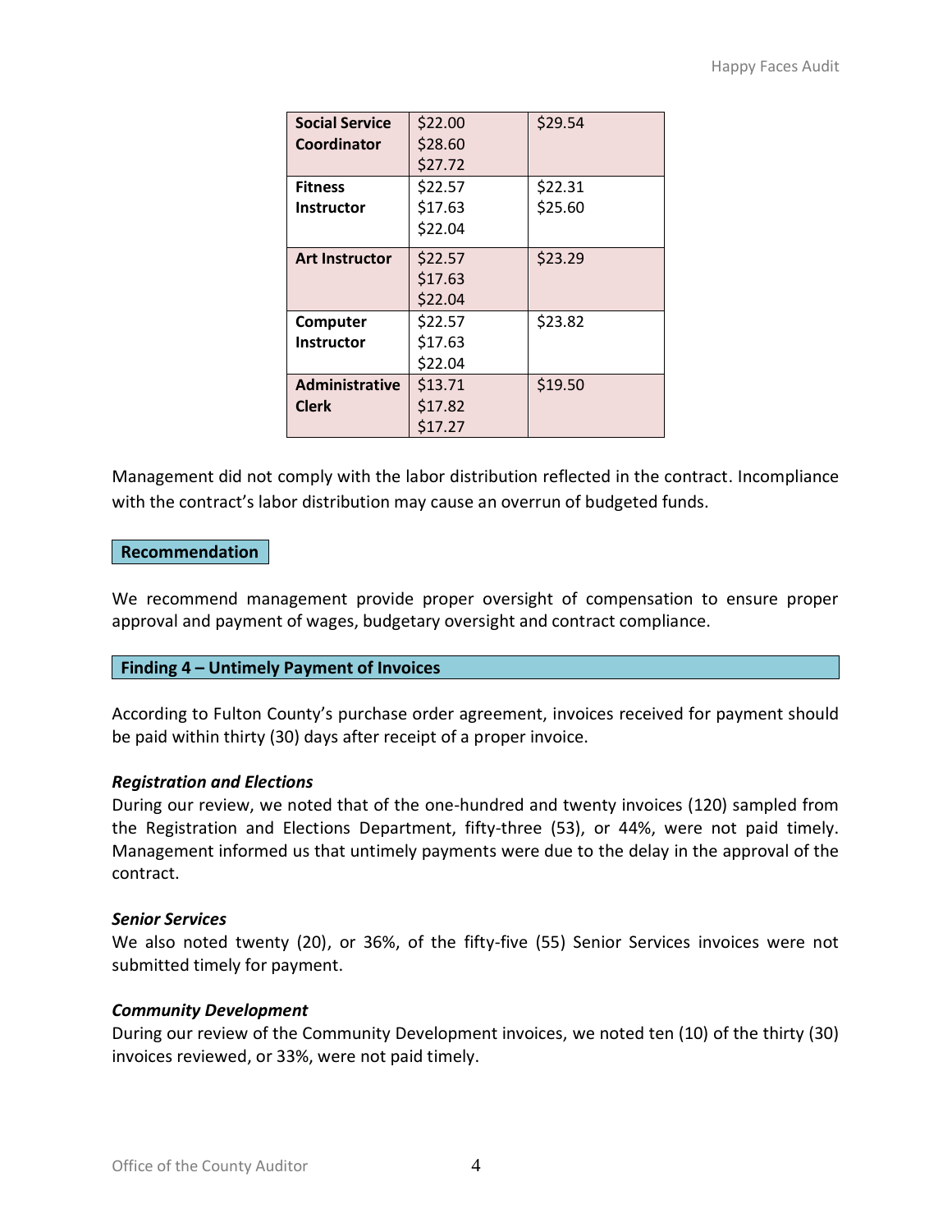| | | |
|---|---|---|
| **Social Service Coordinator** | \$22.00<br>\$28.60<br>\$27.72 | \$29.54 |
| **Fitness Instructor** | \$22.57<br>\$17.63<br>\$22.04 | \$22.31<br>\$25.60 |
| **Art Instructor** | \$22.57<br>\$17.63<br>\$22.04 | \$23.29 |
| **Computer Instructor** | \$22.57<br>\$17.63<br>\$22.04 | \$23.82 |
| **Administrative Clerk** | \$13.71<br>\$17.82<br>\$17.27 | \$19.50 |

Management did not comply with the labor distribution reflected in the contract. Incompliance with the contract's labor distribution may cause an overrun of budgeted funds.

**Recommendation**

We recommend management provide proper oversight of compensation to ensure proper approval and payment of wages, budgetary oversight and contract compliance.

## Finding 4 – Untimely Payment of Invoices

According to Fulton County's purchase order agreement, invoices received for payment should be paid within thirty (30) days after receipt of a proper invoice.

***Registration and Elections***
During our review, we noted that of the one-hundred and twenty invoices (120) sampled from the Registration and Elections Department, fifty-three (53), or 44%, were not paid timely. Management informed us that untimely payments were due to the delay in the approval of the contract.

***Senior Services***
We also noted twenty (20), or 36%, of the fifty-five (55) Senior Services invoices were not submitted timely for payment.

***Community Development***
During our review of the Community Development invoices, we noted ten (10) of the thirty (30) invoices reviewed, or 33%, were not paid timely.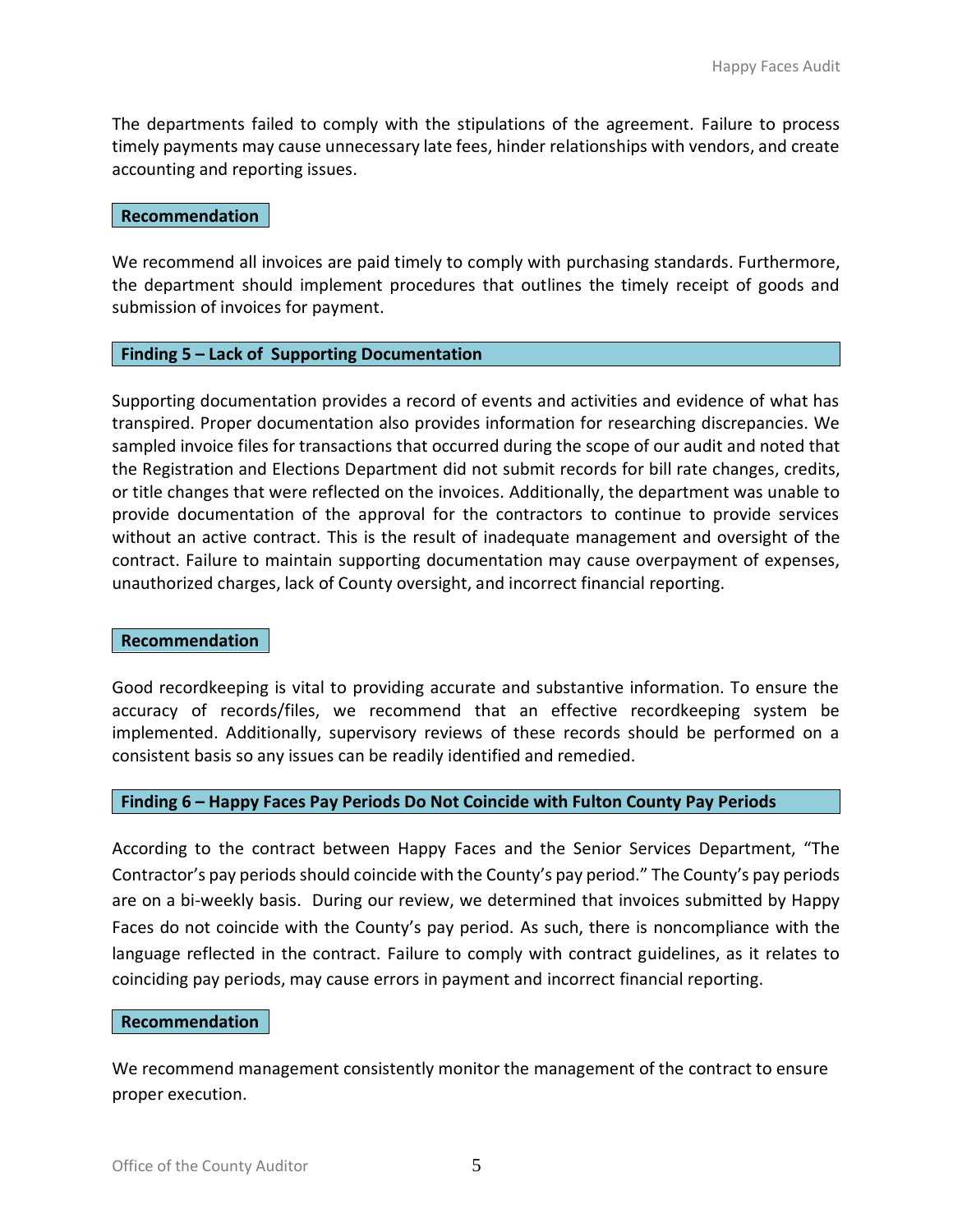The departments failed to comply with the stipulations of the agreement. Failure to process timely payments may cause unnecessary late fees, hinder relationships with vendors, and create accounting and reporting issues.

### Recommendation

We recommend all invoices are paid timely to comply with purchasing standards. Furthermore, the department should implement procedures that outlines the timely receipt of goods and submission of invoices for payment.

### Finding 5 – Lack of Supporting Documentation

Supporting documentation provides a record of events and activities and evidence of what has transpired. Proper documentation also provides information for researching discrepancies. We sampled invoice files for transactions that occurred during the scope of our audit and noted that the Registration and Elections Department did not submit records for bill rate changes, credits, or title changes that were reflected on the invoices. Additionally, the department was unable to provide documentation of the approval for the contractors to continue to provide services without an active contract. This is the result of inadequate management and oversight of the contract. Failure to maintain supporting documentation may cause overpayment of expenses, unauthorized charges, lack of County oversight, and incorrect financial reporting.

### Recommendation

Good recordkeeping is vital to providing accurate and substantive information. To ensure the accuracy of records/files, we recommend that an effective recordkeeping system be implemented. Additionally, supervisory reviews of these records should be performed on a consistent basis so any issues can be readily identified and remedied.

### Finding 6 – Happy Faces Pay Periods Do Not Coincide with Fulton County Pay Periods

According to the contract between Happy Faces and the Senior Services Department, "The Contractor's pay periods should coincide with the County's pay period." The County's pay periods are on a bi-weekly basis. During our review, we determined that invoices submitted by Happy Faces do not coincide with the County's pay period. As such, there is noncompliance with the language reflected in the contract. Failure to comply with contract guidelines, as it relates to coinciding pay periods, may cause errors in payment and incorrect financial reporting.

### Recommendation

We recommend management consistently monitor the management of the contract to ensure proper execution.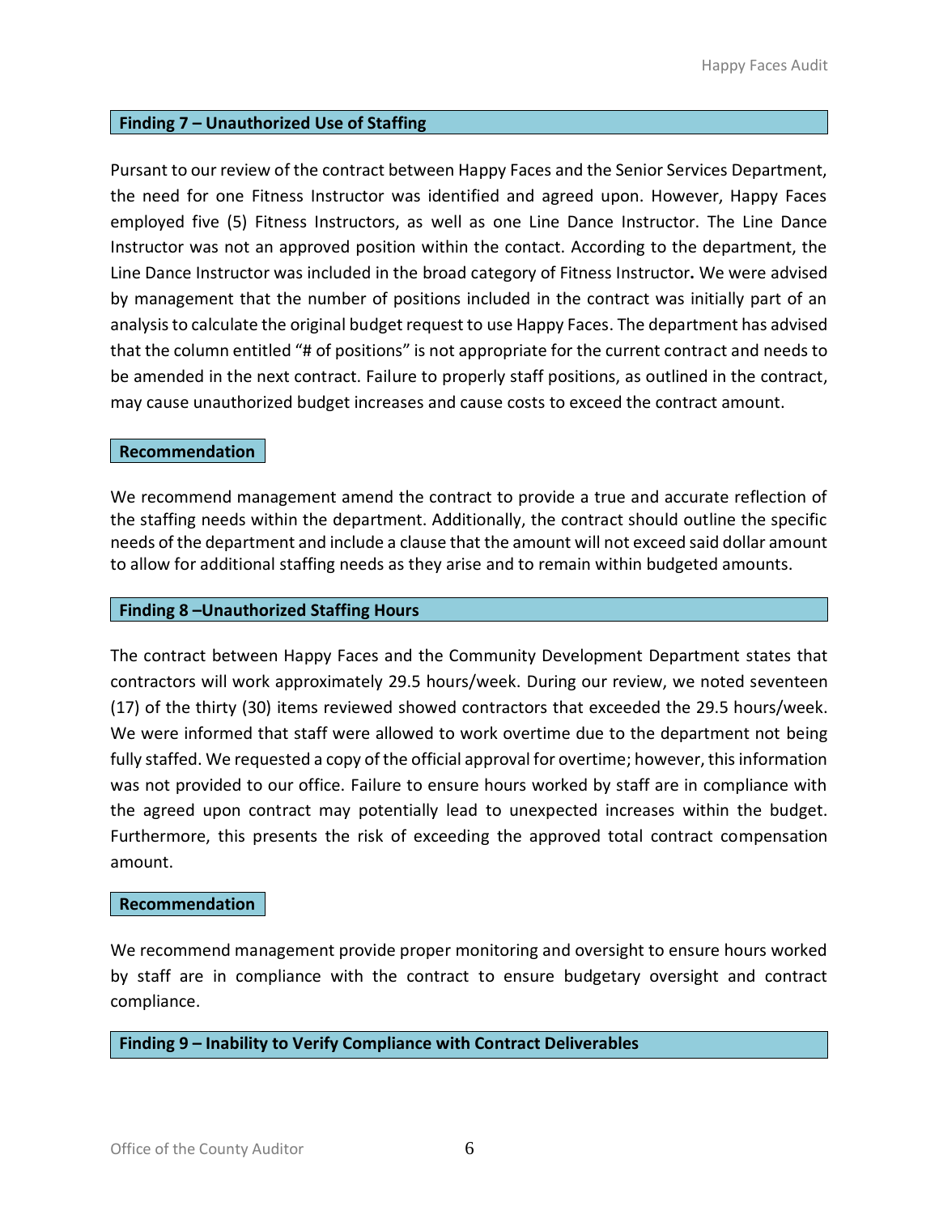## Finding 7 – Unauthorized Use of Staffing

Pursant to our review of the contract between Happy Faces and the Senior Services Department, the need for one Fitness Instructor was identified and agreed upon. However, Happy Faces employed five (5) Fitness Instructors, as well as one Line Dance Instructor. The Line Dance Instructor was not an approved position within the contact. According to the department, the Line Dance Instructor was included in the broad category of Fitness Instructor**.** We were advised by management that the number of positions included in the contract was initially part of an analysis to calculate the original budget request to use Happy Faces. The department has advised that the column entitled "# of positions" is not appropriate for the current contract and needs to be amended in the next contract. Failure to properly staff positions, as outlined in the contract, may cause unauthorized budget increases and cause costs to exceed the contract amount.

### Recommendation

We recommend management amend the contract to provide a true and accurate reflection of the staffing needs within the department. Additionally, the contract should outline the specific needs of the department and include a clause that the amount will not exceed said dollar amount to allow for additional staffing needs as they arise and to remain within budgeted amounts.

## Finding 8 –Unauthorized Staffing Hours

The contract between Happy Faces and the Community Development Department states that contractors will work approximately 29.5 hours/week. During our review, we noted seventeen (17) of the thirty (30) items reviewed showed contractors that exceeded the 29.5 hours/week. We were informed that staff were allowed to work overtime due to the department not being fully staffed. We requested a copy of the official approval for overtime; however, this information was not provided to our office. Failure to ensure hours worked by staff are in compliance with the agreed upon contract may potentially lead to unexpected increases within the budget. Furthermore, this presents the risk of exceeding the approved total contract compensation amount.

### Recommendation

We recommend management provide proper monitoring and oversight to ensure hours worked by staff are in compliance with the contract to ensure budgetary oversight and contract compliance.

## Finding 9 – Inability to Verify Compliance with Contract Deliverables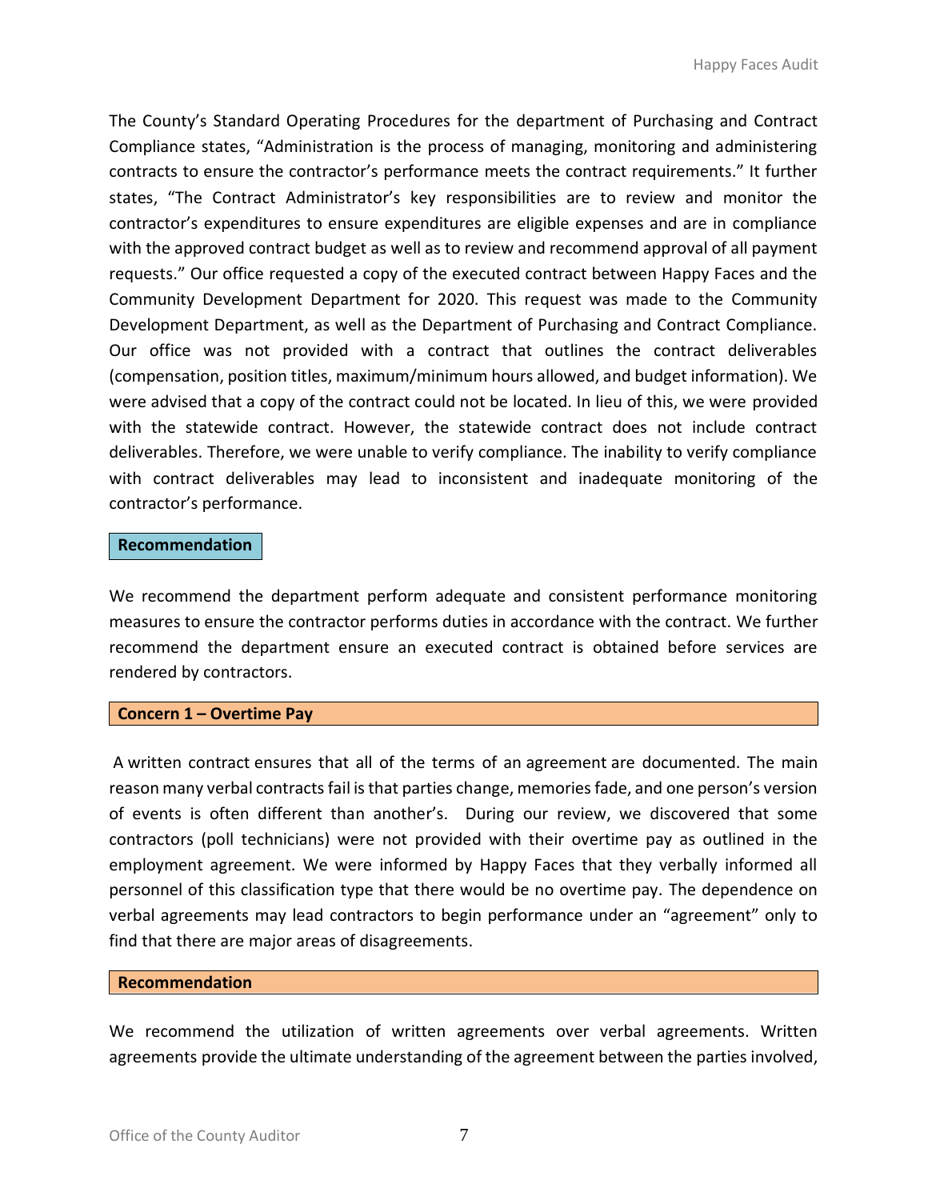The County's Standard Operating Procedures for the department of Purchasing and Contract Compliance states, "Administration is the process of managing, monitoring and administering contracts to ensure the contractor's performance meets the contract requirements." It further states, "The Contract Administrator's key responsibilities are to review and monitor the contractor's expenditures to ensure expenditures are eligible expenses and are in compliance with the approved contract budget as well as to review and recommend approval of all payment requests." Our office requested a copy of the executed contract between Happy Faces and the Community Development Department for 2020. This request was made to the Community Development Department, as well as the Department of Purchasing and Contract Compliance. Our office was not provided with a contract that outlines the contract deliverables (compensation, position titles, maximum/minimum hours allowed, and budget information). We were advised that a copy of the contract could not be located. In lieu of this, we were provided with the statewide contract. However, the statewide contract does not include contract deliverables. Therefore, we were unable to verify compliance. The inability to verify compliance with contract deliverables may lead to inconsistent and inadequate monitoring of the contractor's performance.

**Recommendation**

We recommend the department perform adequate and consistent performance monitoring measures to ensure the contractor performs duties in accordance with the contract. We further recommend the department ensure an executed contract is obtained before services are rendered by contractors.

**Concern 1 – Overtime Pay**

A written contract ensures that all of the terms of an agreement are documented. The main reason many verbal contracts fail is that parties change, memories fade, and one person's version of events is often different than another's. During our review, we discovered that some contractors (poll technicians) were not provided with their overtime pay as outlined in the employment agreement. We were informed by Happy Faces that they verbally informed all personnel of this classification type that there would be no overtime pay. The dependence on verbal agreements may lead contractors to begin performance under an "agreement" only to find that there are major areas of disagreements.

**Recommendation**

We recommend the utilization of written agreements over verbal agreements. Written agreements provide the ultimate understanding of the agreement between the parties involved,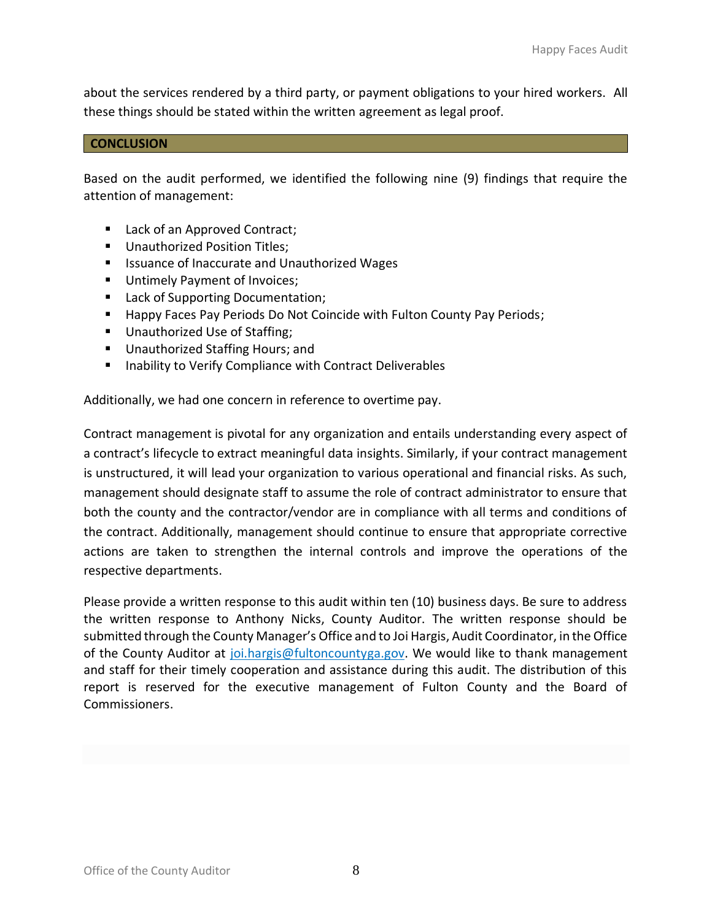about the services rendered by a third party, or payment obligations to your hired workers. All these things should be stated within the written agreement as legal proof.

## CONCLUSION

Based on the audit performed, we identified the following nine (9) findings that require the attention of management:

- Lack of an Approved Contract;
- Unauthorized Position Titles;
- Issuance of Inaccurate and Unauthorized Wages
- Untimely Payment of Invoices;
- Lack of Supporting Documentation;
- Happy Faces Pay Periods Do Not Coincide with Fulton County Pay Periods;
- Unauthorized Use of Staffing;
- Unauthorized Staffing Hours; and
- Inability to Verify Compliance with Contract Deliverables

Additionally, we had one concern in reference to overtime pay.

Contract management is pivotal for any organization and entails understanding every aspect of a contract's lifecycle to extract meaningful data insights. Similarly, if your contract management is unstructured, it will lead your organization to various operational and financial risks. As such, management should designate staff to assume the role of contract administrator to ensure that both the county and the contractor/vendor are in compliance with all terms and conditions of the contract. Additionally, management should continue to ensure that appropriate corrective actions are taken to strengthen the internal controls and improve the operations of the respective departments.

Please provide a written response to this audit within ten (10) business days. Be sure to address the written response to Anthony Nicks, County Auditor. The written response should be submitted through the County Manager's Office and to Joi Hargis, Audit Coordinator, in the Office of the County Auditor at joi.hargis@fultoncountyga.gov. We would like to thank management and staff for their timely cooperation and assistance during this audit. The distribution of this report is reserved for the executive management of Fulton County and the Board of Commissioners.